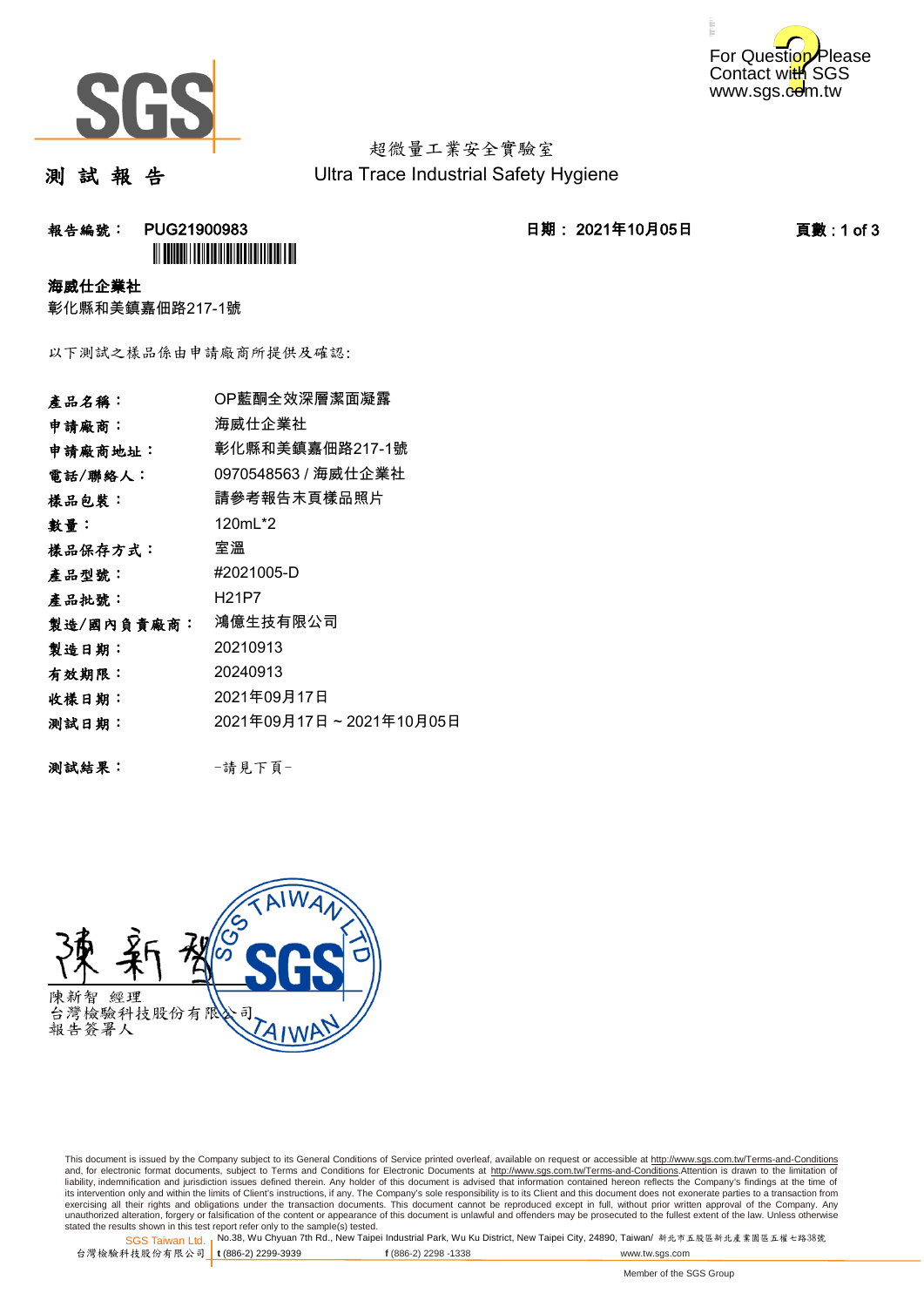超微量工業安全實驗室
Ultra Trace Industrial Safety Hygiene

# 測 試 報 告

**報告編號：** PUG21900983 **日期：** 2021年10月05日

**海威仕企業社**
彰化縣和美鎮嘉佃路217-1號

以下測試之樣品係由申請廠商所提供及確認:

| | |
|---|---|
| **產品名稱：** | OP藍酮全效深層潔面凝露 |
| **申請廠商：** | 海威仕企業社 |
| **申請廠商地址：** | 彰化縣和美鎮嘉佃路217-1號 |
| **電話/聯絡人：** | 0970548563 / 海威仕企業社 |
| **樣品包裝：** | 請參考報告末頁樣品照片 |
| **數量：** | 120mL*2 |
| **樣品保存方式：** | 室溫 |
| **產品型號：** | #2021005-D |
| **產品批號：** | H21P7 |
| **製造/國內負責廠商：** | 鴻億生技有限公司 |
| **製造日期：** | 20210913 |
| **有效期限：** | 20240913 |
| **收樣日期：** | 2021年09月17日 |
| **測試日期：** | 2021年09月17日 ~ 2021年10月05日 |

**測試結果：** -請見下頁-

陳新智 經理
台灣檢驗科技股份有限公司
報告簽署人

This document is issued by the Company subject to its General Conditions of Service printed overleaf, available on request or accessible at http://www.sgs.com.tw/Terms-and-Conditions and, for electronic format documents, subject to Terms and Conditions for Electronic Documents at http://www.sgs.com.tw/Terms-and-Conditions.Attention is drawn to the limitation of liability, indemnification and jurisdiction issues defined therein. Any holder of this document is advised that information contained hereon reflects the Company's findings at the time of its intervention only and within the limits of Client's instructions, if any. The Company's sole responsibility is to its Client and this document does not exonerate parties to a transaction from exercising all their rights and obligations under the transaction documents. This document cannot be reproduced except in full, without prior written approval of the Company. Any unauthorized alteration, forgery or falsification of the content or appearance of this document is unlawful and offenders may be prosecuted to the fullest extent of the law. Unless otherwise stated the results shown in this test report refer only to the sample(s) tested.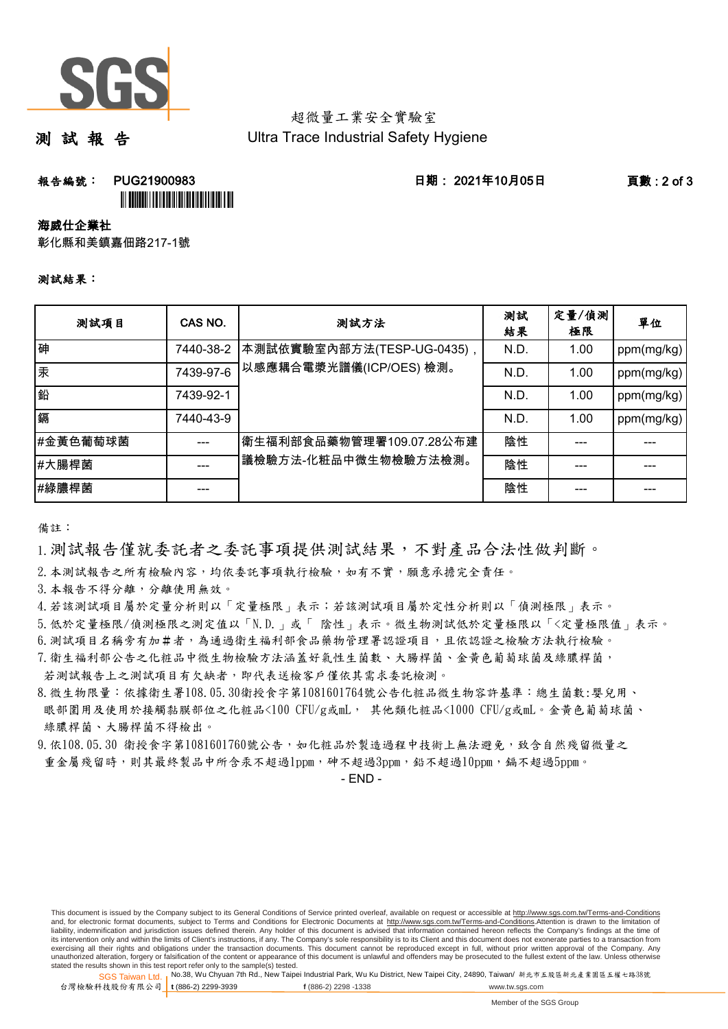超微量工業安全實驗室
Ultra Trace Industrial Safety Hygiene

# 測 試 報 告

**報告編號：** PUG21900983　　**日期：** 2021年10月05日

**海威仕企業社**

彰化縣和美鎮嘉佃路217-1號

**測試結果：**

| 測試項目 | CAS NO. | 測試方法 | 測試結果 | 定量/偵測極限 | 單位 |
|---|---|---|---|---|---|
| 砷 | 7440-38-2 | 本測試依實驗室內部方法(TESP-UG-0435)，以感應耦合電漿光譜儀(ICP/OES) 檢測。 | N.D. | 1.00 | ppm(mg/kg) |
| 汞 | 7439-97-6 | | N.D. | 1.00 | ppm(mg/kg) |
| 鉛 | 7439-92-1 | | N.D. | 1.00 | ppm(mg/kg) |
| 鎘 | 7440-43-9 | | N.D. | 1.00 | ppm(mg/kg) |
| #金黃色葡萄球菌 | --- | 衛生福利部食品藥物管理署109.07.28公布建議檢驗方法-化粧品中微生物檢驗方法檢測。 | 陰性 | --- | --- |
| #大腸桿菌 | --- | | 陰性 | --- | --- |
| #綠膿桿菌 | --- | | 陰性 | --- | --- |

備註：

1. 測試報告僅就委託者之委託事項提供測試結果，不對產品合法性做判斷。
2. 本測試報告之所有檢驗內容，均依委託事項執行檢驗，如有不實，願意承擔完全責任。
3. 本報告不得分離，分離使用無效。
4. 若該測試項目屬於定量分析則以「定量極限」表示；若該測試項目屬於定性分析則以「偵測極限」表示。
5. 低於定量極限/偵測極限之測定值以「N.D.」或「 陰性」表示。微生物測試低於定量極限以「<定量極限值」表示。
6. 測試項目名稱旁有加#者，為通過衛生福利部食品藥物管理署認證項目，且依認證之檢驗方法執行檢驗。
7. 衛生福利部公告之化粧品中微生物檢驗方法涵蓋好氣性生菌數、大腸桿菌、金黃色葡萄球菌及綠膿桿菌，若測試報告上之測試項目有欠缺者，即代表送檢客戶僅依其需求委託檢測。
8. 微生物限量：依據衛生署108.05.30衛授食字第1081601764號公告化粧品微生物容許基準：總生菌數:嬰兒用、眼部周圍用及使用於接觸黏膜部位之化粧品<100 CFU/g或mL， 其他類化粧品<1000 CFU/g或mL。金黃色葡萄球菌、綠膿桿菌、大腸桿菌不得檢出。
9. 依108.05.30 衛授食字第1081601760號公告，如化粧品於製造過程中技術上無法避免，致含自然殘留微量之重金屬殘留時，則其最終製品中所含汞不超過1ppm，砷不超過3ppm，鉛不超過10ppm，鎘不超過5ppm。

- END -

This document is issued by the Company subject to its General Conditions of Service printed overleaf, available on request or accessible at http://www.sgs.com.tw/Terms-and-Conditions and, for electronic format documents, subject to Terms and Conditions for Electronic Documents at http://www.sgs.com.tw/Terms-and-Conditions.Attention is drawn to the limitation of liability, indemnification and jurisdiction issues defined therein. Any holder of this document is advised that information contained hereon reflects the Company's findings at the time of its intervention only and within the limits of Client's instructions, if any. The Company's sole responsibility is to its Client and this document does not exonerate parties to a transaction from exercising all their rights and obligations under the transaction documents. This document cannot be reproduced except in full, without prior written approval of the Company. Any unauthorized alteration, forgery or falsification of the content or appearance of this document is unlawful and offenders may be prosecuted to the fullest extent of the law. Unless otherwise stated the results shown in this test report refer only to the sample(s) tested.

SGS Taiwan Ltd. 台灣檢驗科技股份有限公司 | No.38, Wu Chyuan 7th Rd., New Taipei Industrial Park, Wu Ku District, New Taipei City, 24890, Taiwan/ 新北市五股區新北產業園區五權七路38號 | t (886-2) 2299-3939 | f (886-2) 2298 -1338 | www.tw.sgs.com

Member of the SGS Group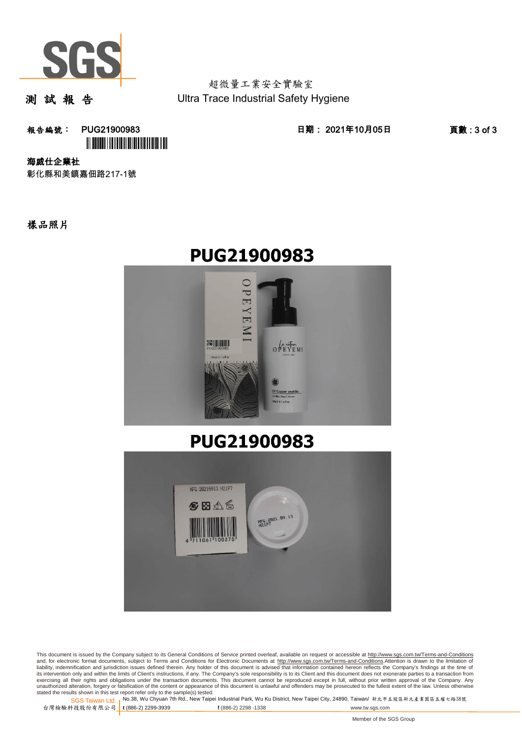超微量工業安全實驗室
Ultra Trace Industrial Safety Hygiene

# 測 試 報 告

**報告編號：** PUG21900983

**日期：** 2021年10月05日

**海威仕企業社**

彰化縣和美鎮嘉佃路217-1號

**樣品照片**

PUG21900983

PUG21900983

This document is issued by the Company subject to its General Conditions of Service printed overleaf, available on request or accessible at http://www.sgs.com.tw/Terms-and-Conditions and, for electronic format documents, subject to Terms and Conditions for Electronic Documents at http://www.sgs.com.tw/Terms-and-Conditions.Attention is drawn to the limitation of liability, indemnification and jurisdiction issues defined therein. Any holder of this document is advised that information contained hereon reflects the Company's findings at the time of its intervention only and within the limits of Client's instructions, if any. The Company's sole responsibility is to its Client and this document does not exonerate parties to a transaction from exercising all their rights and obligations under the transaction documents. This document cannot be reproduced except in full, without prior written approval of the Company. Any unauthorized alteration, forgery or falsification of the content or appearance of this document is unlawful and offenders may be prosecuted to the fullest extent of the law. Unless otherwise stated the results shown in this test report refer only to the sample(s) tested.

SGS Taiwan Ltd. 台灣檢驗科技股份有限公司 | No.38, Wu Chyuan 7th Rd., New Taipei Industrial Park, Wu Ku District, New Taipei City, 24890, Taiwan/ 新北市五股區新北產業園區五權七路38號 | t (886-2) 2299-3939 f (886-2) 2298 -1338 www.tw.sgs.com

Member of the SGS Group